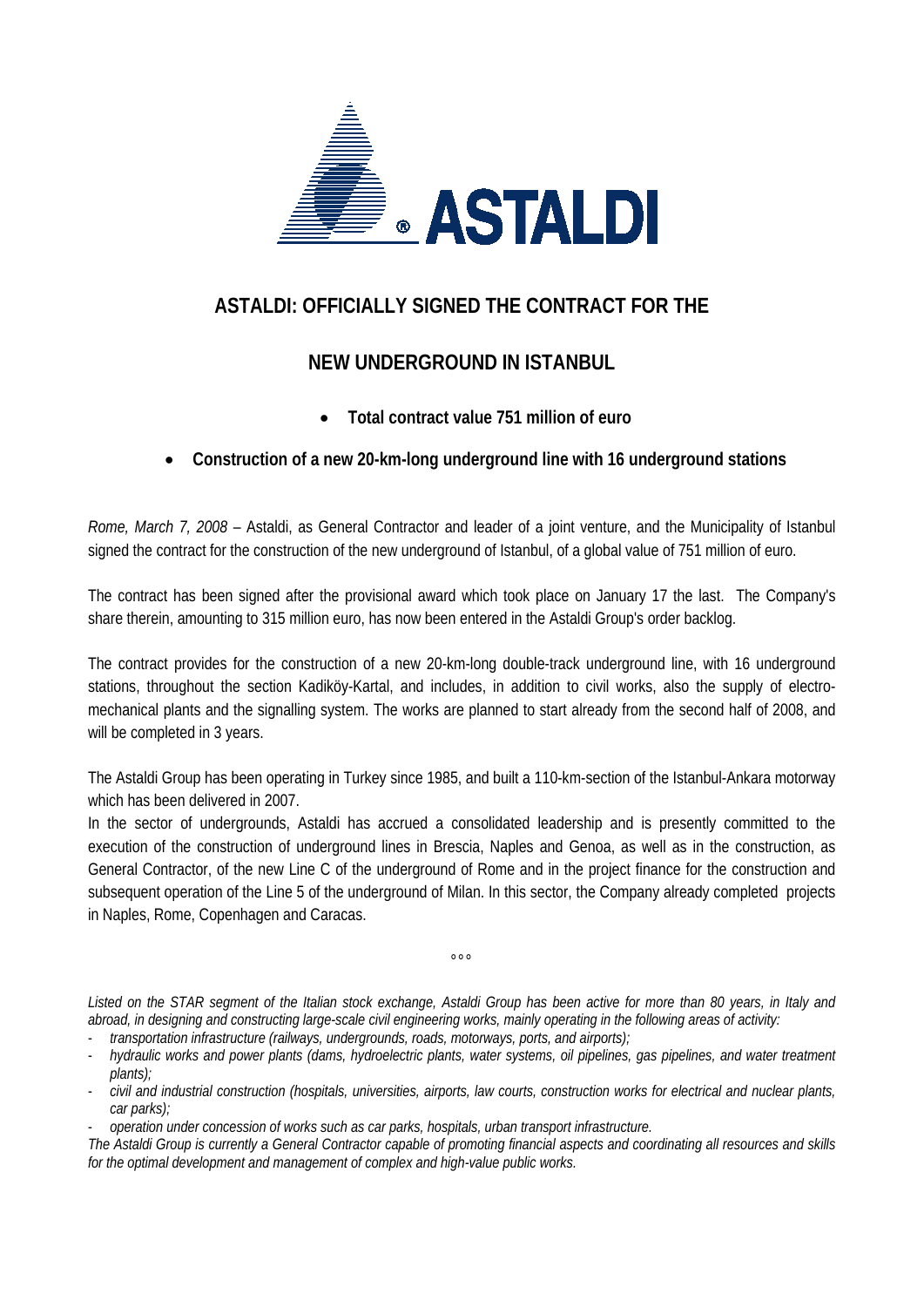# ASTALDI: OFFICIALLY SIGNED THE CONTRACT FOR THE NEW UNDERGROUND IN ISTANBUL

- **Total contract value 751 million of euro**
- **Construction of a new 20-km-long underground line with 16 underground stations**

*Rome, March 7, 2008* – Astaldi, as General Contractor and leader of a joint venture, and the Municipality of Istanbul signed the contract for the construction of the new underground of Istanbul, of a global value of 751 million of euro.

The contract has been signed after the provisional award which took place on January 17 the last. The Company's share therein, amounting to 315 million euro, has now been entered in the Astaldi Group's order backlog.

The contract provides for the construction of a new 20-km-long double-track underground line, with 16 underground stations, throughout the section Kadiköy-Kartal, and includes, in addition to civil works, also the supply of electro-mechanical plants and the signalling system. The works are planned to start already from the second half of 2008, and will be completed in 3 years.

The Astaldi Group has been operating in Turkey since 1985, and built a 110-km-section of the Istanbul-Ankara motorway which has been delivered in 2007.

In the sector of undergrounds, Astaldi has accrued a consolidated leadership and is presently committed to the execution of the construction of underground lines in Brescia, Naples and Genoa, as well as in the construction, as General Contractor, of the new Line C of the underground of Rome and in the project finance for the construction and subsequent operation of the Line 5 of the underground of Milan. In this sector, the Company already completed projects in Naples, Rome, Copenhagen and Caracas.

°°°

*Listed on the STAR segment of the Italian stock exchange, Astaldi Group has been active for more than 80 years, in Italy and abroad, in designing and constructing large-scale civil engineering works, mainly operating in the following areas of activity:*

- *transportation infrastructure (railways, undergrounds, roads, motorways, ports, and airports);*
- *hydraulic works and power plants (dams, hydroelectric plants, water systems, oil pipelines, gas pipelines, and water treatment plants);*
- *civil and industrial construction (hospitals, universities, airports, law courts, construction works for electrical and nuclear plants, car parks);*
- *operation under concession of works such as car parks, hospitals, urban transport infrastructure.*

*The Astaldi Group is currently a General Contractor capable of promoting financial aspects and coordinating all resources and skills for the optimal development and management of complex and high-value public works.*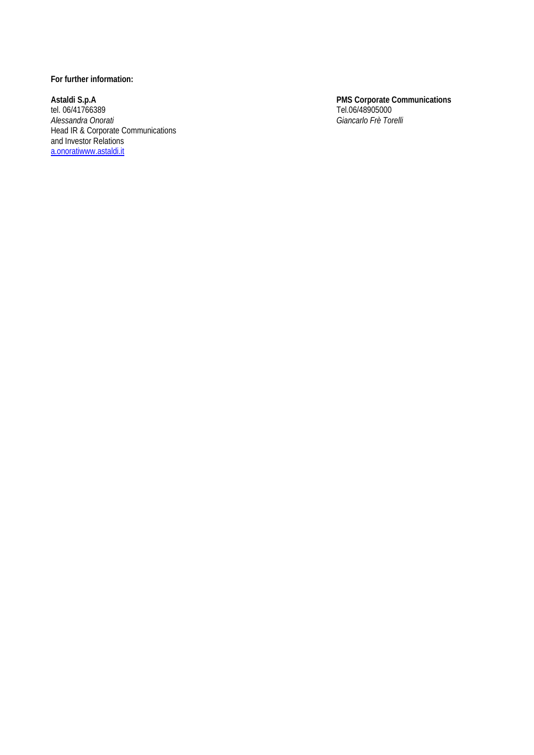**For further information:**

**Astaldi S.p.A**
tel. 06/41766389
*Alessandra Onorati*
Head IR & Corporate Communications
and Investor Relations
a.onoratiwww.astaldi.it

**PMS Corporate Communications**
Tel.06/48905000
*Giancarlo Frè Torelli*